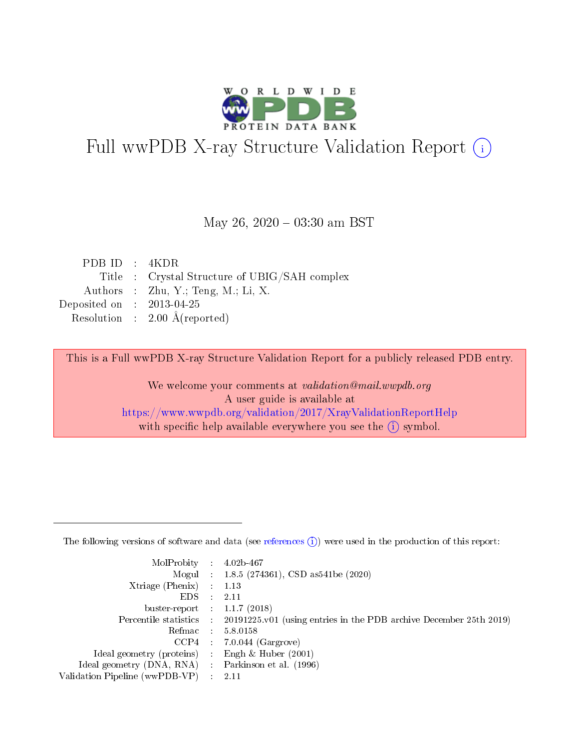# Full wwPDB X-ray Structure Validation Report (i)

May 26, 2020 – 03:30 am BST

| | | |
|---|---|---|
| PDB ID | : | 4KDR |
| Title | : | Crystal Structure of UBIG/SAH complex |
| Authors | : | Zhu, Y.; Teng, M.; Li, X. |
| Deposited on | : | 2013-04-25 |
| Resolution | : | 2.00 Å(reported) |

This is a Full wwPDB X-ray Structure Validation Report for a publicly released PDB entry.

We welcome your comments at *validation@mail.wwpdb.org*
A user guide is available at
https://www.wwpdb.org/validation/2017/XrayValidationReportHelp
with specific help available everywhere you see the (i) symbol.

---

The following versions of software and data (see references (i)) were used in the production of this report:

| | | |
|---|---|---|
| MolProbity | : | 4.02b-467 |
| Mogul | : | 1.8.5 (274361), CSD as541be (2020) |
| Xtriage (Phenix) | : | 1.13 |
| EDS | : | 2.11 |
| buster-report | : | 1.1.7 (2018) |
| Percentile statistics | : | 20191225.v01 (using entries in the PDB archive December 25th 2019) |
| Refmac | : | 5.8.0158 |
| CCP4 | : | 7.0.044 (Gargrove) |
| Ideal geometry (proteins) | : | Engh & Huber (2001) |
| Ideal geometry (DNA, RNA) | : | Parkinson et al. (1996) |
| Validation Pipeline (wwPDB-VP) | : | 2.11 |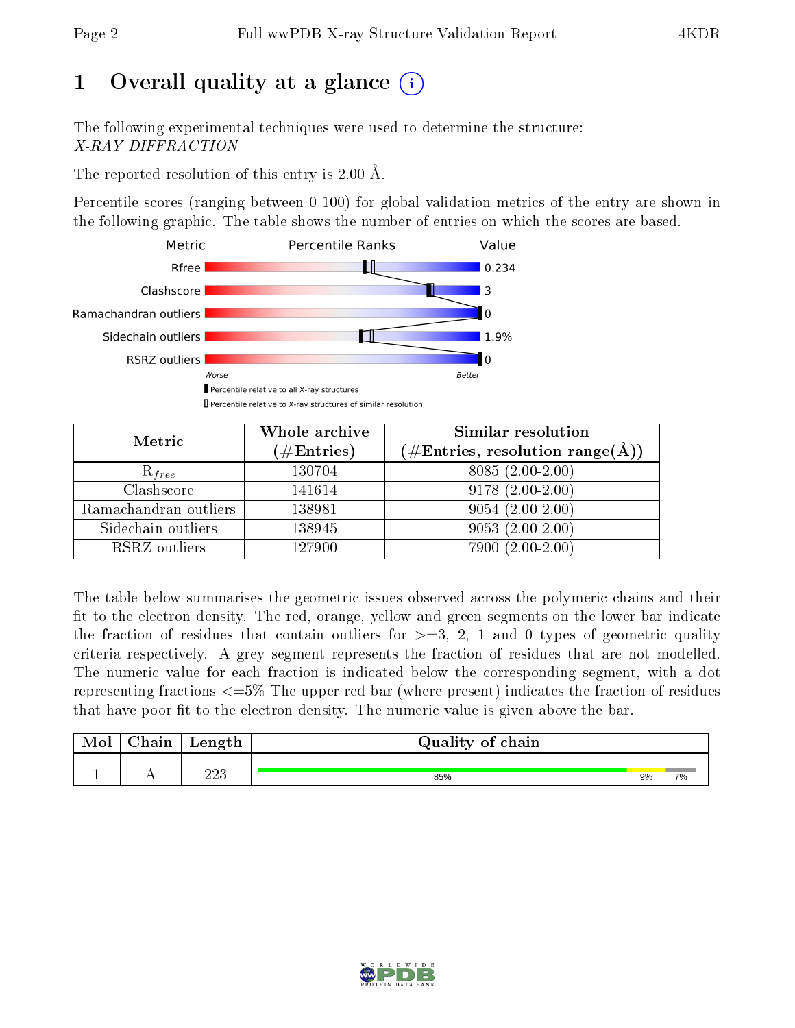# 1 Overall quality at a glance

The following experimental techniques were used to determine the structure:
*X-RAY DIFFRACTION*

The reported resolution of this entry is 2.00 Å.

Percentile scores (ranging between 0-100) for global validation metrics of the entry are shown in the following graphic. The table shows the number of entries on which the scores are based.

| Metric | Value |
|---|---|
| Rfree | 0.234 |
| Clashscore | 3 |
| Ramachandran outliers | 0 |
| Sidechain outliers | 1.9% |
| RSRZ outliers | 0 |

Worse — Better

■ Percentile relative to all X-ray structures
□ Percentile relative to X-ray structures of similar resolution

| Metric | Whole archive (#Entries) | Similar resolution (#Entries, resolution range(Å)) |
|---|---|---|
| $R_{free}$ | 130704 | 8085 (2.00-2.00) |
| Clashscore | 141614 | 9178 (2.00-2.00) |
| Ramachandran outliers | 138981 | 9054 (2.00-2.00) |
| Sidechain outliers | 138945 | 9053 (2.00-2.00) |
| RSRZ outliers | 127900 | 7900 (2.00-2.00) |

The table below summarises the geometric issues observed across the polymeric chains and their fit to the electron density. The red, orange, yellow and green segments on the lower bar indicate the fraction of residues that contain outliers for >=3, 2, 1 and 0 types of geometric quality criteria respectively. A grey segment represents the fraction of residues that are not modelled. The numeric value for each fraction is indicated below the corresponding segment, with a dot representing fractions <=5% The upper red bar (where present) indicates the fraction of residues that have poor fit to the electron density. The numeric value is given above the bar.

| Mol | Chain | Length | Quality of chain |
|---|---|---|---|
| 1 | A | 223 | 85% 9% 7% |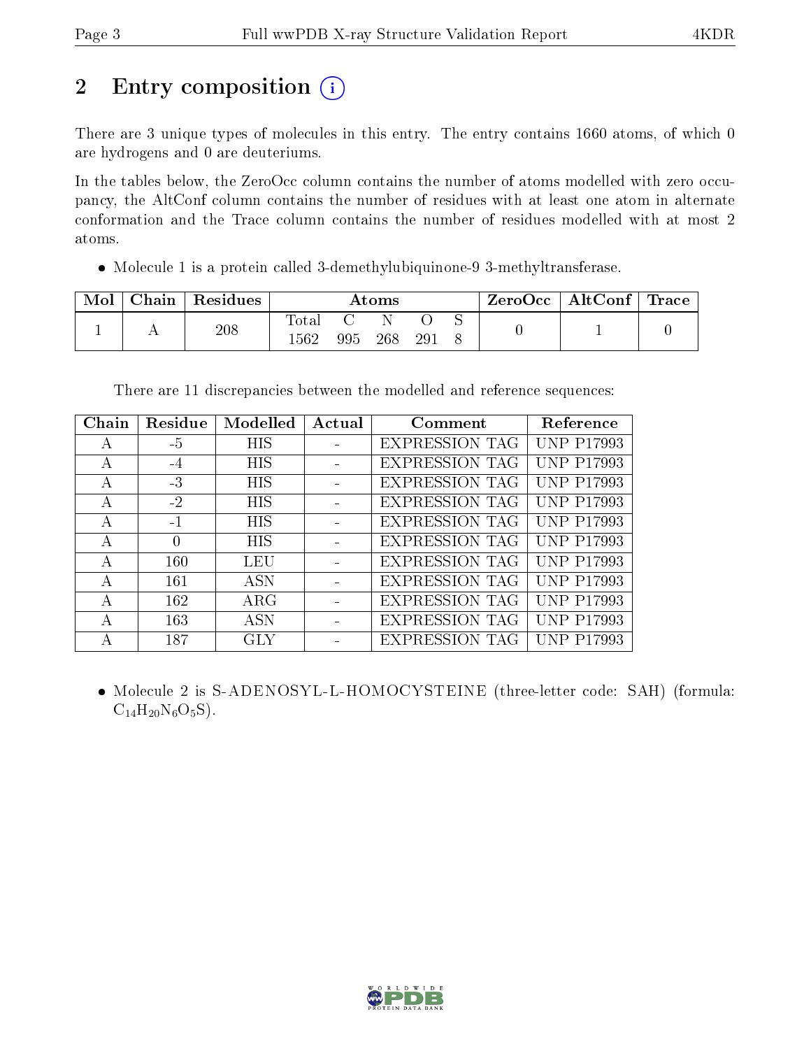# 2 Entry composition

There are 3 unique types of molecules in this entry. The entry contains 1660 atoms, of which 0 are hydrogens and 0 are deuteriums.

In the tables below, the ZeroOcc column contains the number of atoms modelled with zero occupancy, the AltConf column contains the number of residues with at least one atom in alternate conformation and the Trace column contains the number of residues modelled with at most 2 atoms.

- Molecule 1 is a protein called 3-demethylubiquinone-9 3-methyltransferase.

| Mol | Chain | Residues | Atoms | | | | | ZeroOcc | AltConf | Trace |
|---|---|---|---|---|---|---|---|---|---|---|
| | | | Total | C | N | O | S | | | |
| 1 | A | 208 | 1562 | 995 | 268 | 291 | 8 | 0 | 1 | 0 |

There are 11 discrepancies between the modelled and reference sequences:

| Chain | Residue | Modelled | Actual | Comment | Reference |
|---|---|---|---|---|---|
| A | -5 | HIS | - | EXPRESSION TAG | UNP P17993 |
| A | -4 | HIS | - | EXPRESSION TAG | UNP P17993 |
| A | -3 | HIS | - | EXPRESSION TAG | UNP P17993 |
| A | -2 | HIS | - | EXPRESSION TAG | UNP P17993 |
| A | -1 | HIS | - | EXPRESSION TAG | UNP P17993 |
| A | 0 | HIS | - | EXPRESSION TAG | UNP P17993 |
| A | 160 | LEU | - | EXPRESSION TAG | UNP P17993 |
| A | 161 | ASN | - | EXPRESSION TAG | UNP P17993 |
| A | 162 | ARG | - | EXPRESSION TAG | UNP P17993 |
| A | 163 | ASN | - | EXPRESSION TAG | UNP P17993 |
| A | 187 | GLY | - | EXPRESSION TAG | UNP P17993 |

- Molecule 2 is S-ADENOSYL-L-HOMOCYSTEINE (three-letter code: SAH) (formula: $C_{14}H_{20}N_6O_5S$).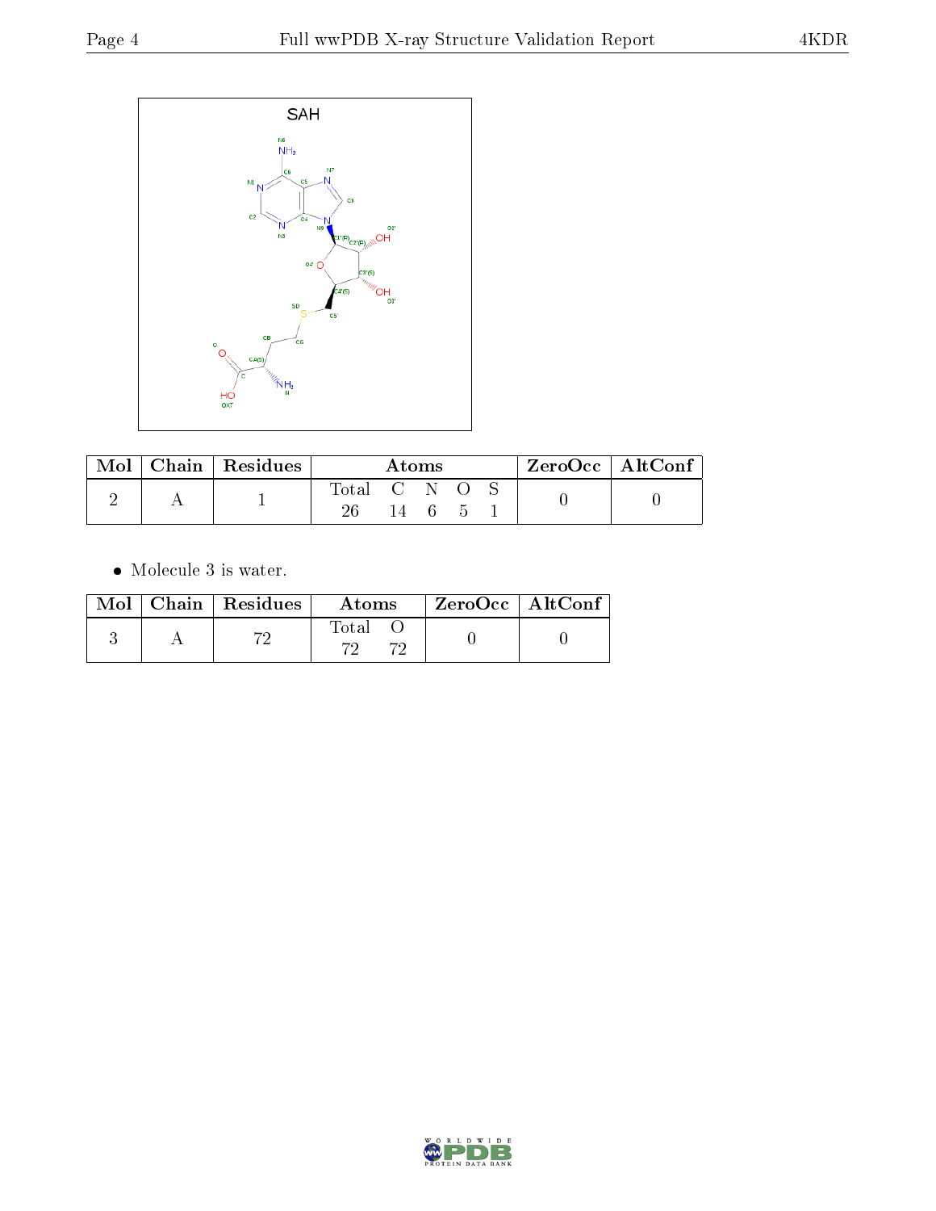| Mol | Chain | Residues | Atoms | | | | | ZeroOcc | AltConf |
|---|---|---|---|---|---|---|---|---|---|
| | | | Total | C | N | O | S | | |
| 2 | A | 1 | 26 | 14 | 6 | 5 | 1 | 0 | 0 |

- Molecule 3 is water.

| Mol | Chain | Residues | Atoms | | ZeroOcc | AltConf |
|---|---|---|---|---|---|---|
| | | | Total | O | | |
| 3 | A | 72 | 72 | 72 | 0 | 0 |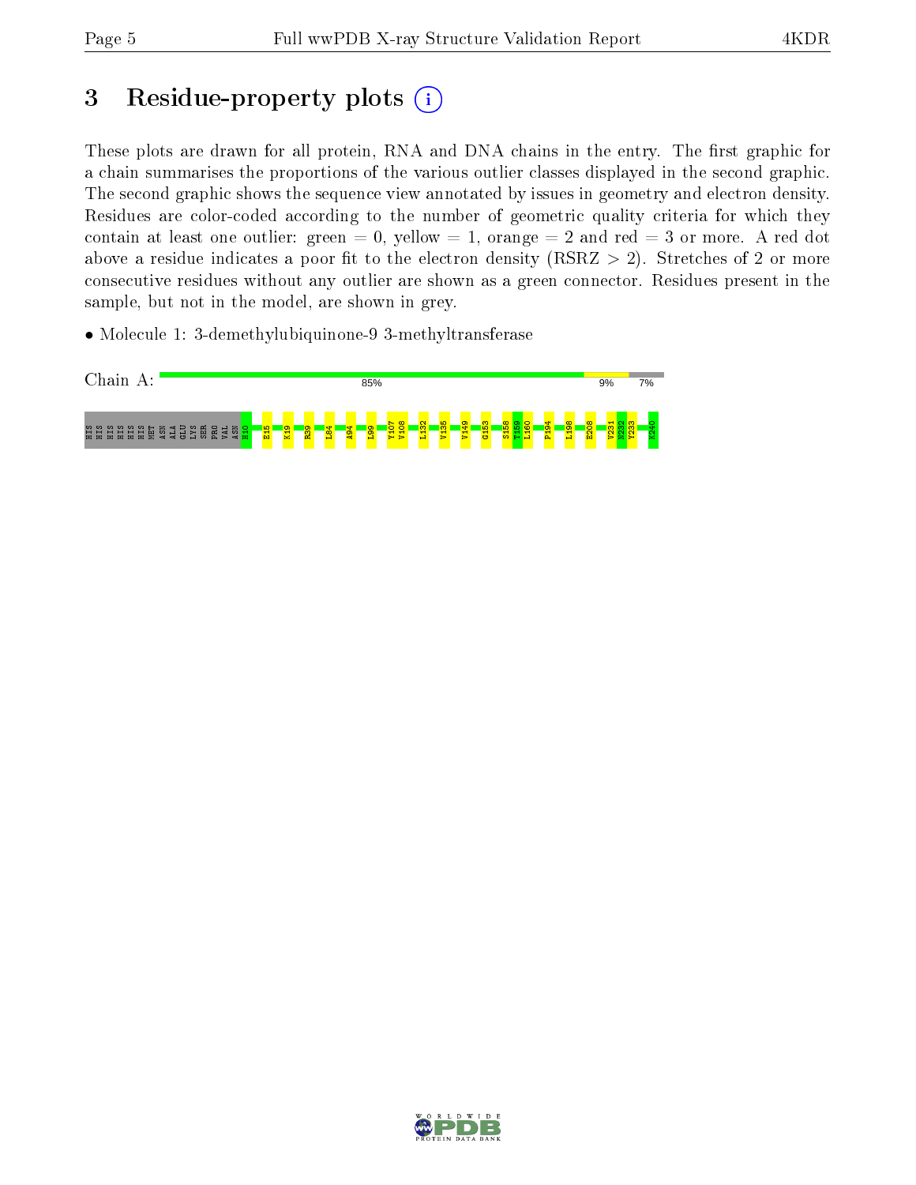# 3 Residue-property plots

These plots are drawn for all protein, RNA and DNA chains in the entry. The first graphic for a chain summarises the proportions of the various outlier classes displayed in the second graphic. The second graphic shows the sequence view annotated by issues in geometry and electron density. Residues are color-coded according to the number of geometric quality criteria for which they contain at least one outlier: green = 0, yellow = 1, orange = 2 and red = 3 or more. A red dot above a residue indicates a poor fit to the electron density (RSRZ > 2). Stretches of 2 or more consecutive residues without any outlier are shown as a green connector. Residues present in the sample, but not in the model, are shown in grey.

- Molecule 1: 3-demethylubiquinone-9 3-methyltransferase

Chain A: 85% 9% 7%

HIS HIS HIS HIS HIS HIS MET ASN ALA GLU LYS SER PRO VAL ASN H10 E15 K19 R39 I84 A94 L99 Y107 V108 L132 V135 V149 G153 S158 T159 L160 P194 L198 E208 V231 N232 Y233 K240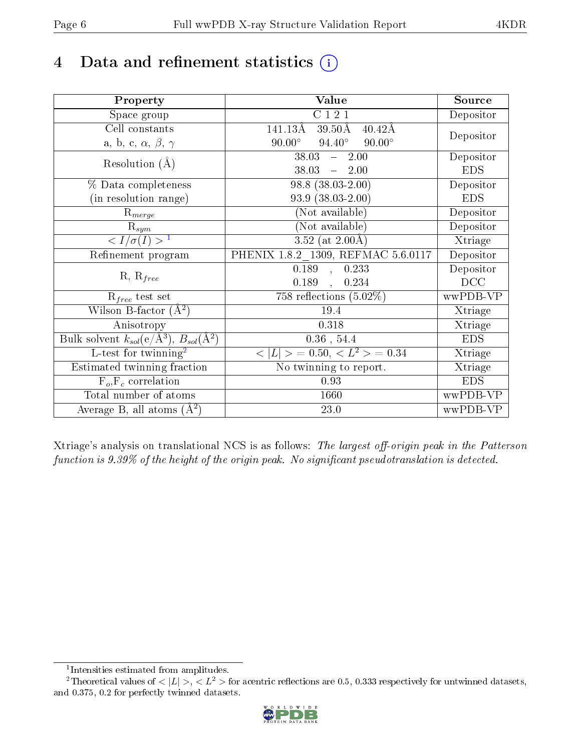# 4 Data and refinement statistics (i)

| Property | Value | Source |
|---|---|---|
| Space group | C 1 2 1 | Depositor |
| Cell constants<br>a, b, c, $\alpha$, $\beta$, $\gamma$ | 141.13Å 39.50Å 40.42Å<br>90.00° 94.40° 90.00° | Depositor |
| Resolution (Å) | 38.03 – 2.00<br>38.03 – 2.00 | Depositor<br>EDS |
| % Data completeness<br>(in resolution range) | 98.8 (38.03-2.00)<br>93.9 (38.03-2.00) | Depositor<br>EDS |
| $R_{merge}$ | (Not available) | Depositor |
| $R_{sym}$ | (Not available) | Depositor |
| $< I/\sigma(I) >$ [1] | 3.52 (at 2.00Å) | Xtriage |
| Refinement program | PHENIX 1.8.2_1309, REFMAC 5.6.0117 | Depositor |
| R, $R_{free}$ | 0.189 , 0.233<br>0.189 , 0.234 | Depositor<br>DCC |
| $R_{free}$ test set | 758 reflections (5.02%) | wwPDB-VP |
| Wilson B-factor (Å$^2$) | 19.4 | Xtriage |
| Anisotropy | 0.318 | Xtriage |
| Bulk solvent $k_{sol}$(e/Å$^3$), $B_{sol}$(Å$^2$) | 0.36 , 54.4 | EDS |
| L-test for twinning[2] | $< \|L\| >$ = 0.50, $< L^2 >$ = 0.34 | Xtriage |
| Estimated twinning fraction | No twinning to report. | Xtriage |
| $F_o$,$F_c$ correlation | 0.93 | EDS |
| Total number of atoms | 1660 | wwPDB-VP |
| Average B, all atoms (Å$^2$) | 23.0 | wwPDB-VP |

Xtriage's analysis on translational NCS is as follows: *The largest off-origin peak in the Patterson function is 9.39% of the height of the origin peak. No significant pseudotranslation is detected.*

[1] Intensities estimated from amplitudes.

[2] Theoretical values of $< |L| >$, $< L^2 >$ for acentric reflections are 0.5, 0.333 respectively for untwinned datasets, and 0.375, 0.2 for perfectly twinned datasets.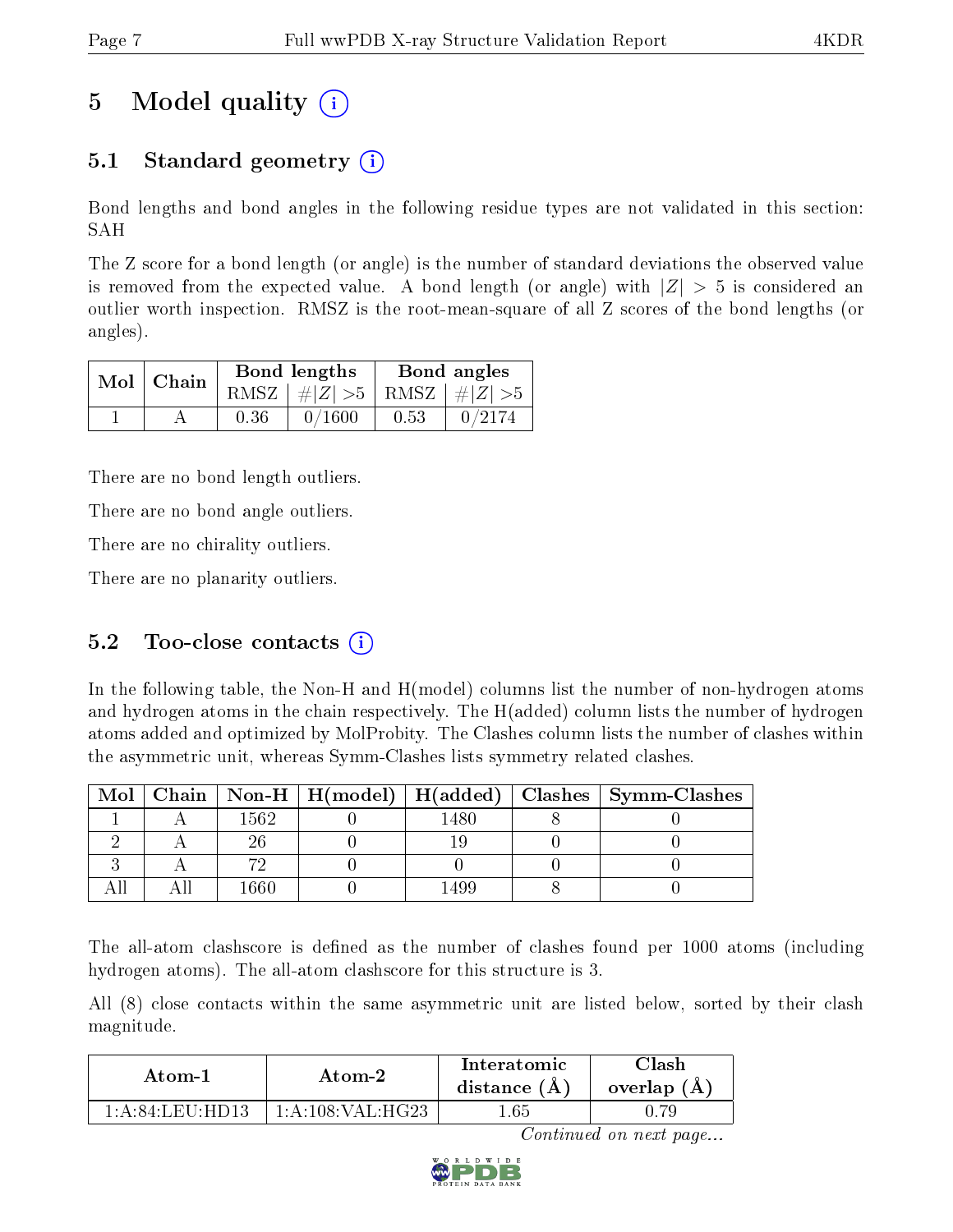# 5 Model quality

## 5.1 Standard geometry

Bond lengths and bond angles in the following residue types are not validated in this section: SAH

The Z score for a bond length (or angle) is the number of standard deviations the observed value is removed from the expected value. A bond length (or angle) with $|Z| > 5$ is considered an outlier worth inspection. RMSZ is the root-mean-square of all Z scores of the bond lengths (or angles).

| Mol | Chain | Bond lengths | | Bond angles | |
|---|---|---|---|---|---|
| | | RMSZ | #$\|Z\|$ >5 | RMSZ | #$\|Z\|$ >5 |
| 1 | A | 0.36 | 0/1600 | 0.53 | 0/2174 |

There are no bond length outliers.

There are no bond angle outliers.

There are no chirality outliers.

There are no planarity outliers.

## 5.2 Too-close contacts

In the following table, the Non-H and H(model) columns list the number of non-hydrogen atoms and hydrogen atoms in the chain respectively. The H(added) column lists the number of hydrogen atoms added and optimized by MolProbity. The Clashes column lists the number of clashes within the asymmetric unit, whereas Symm-Clashes lists symmetry related clashes.

| Mol | Chain | Non-H | H(model) | H(added) | Clashes | Symm-Clashes |
|---|---|---|---|---|---|---|
| 1 | A | 1562 | 0 | 1480 | 8 | 0 |
| 2 | A | 26 | 0 | 19 | 0 | 0 |
| 3 | A | 72 | 0 | 0 | 0 | 0 |
| All | All | 1660 | 0 | 1499 | 8 | 0 |

The all-atom clashscore is defined as the number of clashes found per 1000 atoms (including hydrogen atoms). The all-atom clashscore for this structure is 3.

All (8) close contacts within the same asymmetric unit are listed below, sorted by their clash magnitude.

| Atom-1 | Atom-2 | Interatomic distance (Å) | Clash overlap (Å) |
|---|---|---|---|
| 1:A:84:LEU:HD13 | 1:A:108:VAL:HG23 | 1.65 | 0.79 |

*Continued on next page...*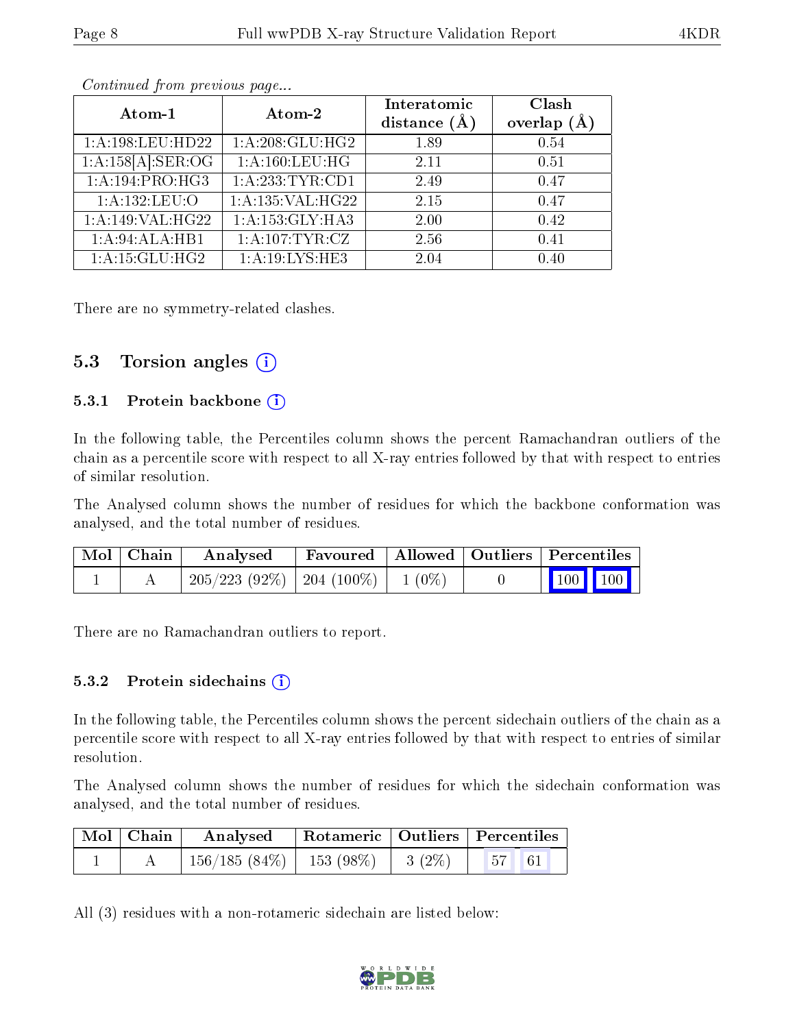*Continued from previous page...*

| Atom-1 | Atom-2 | Interatomic distance (Å) | Clash overlap (Å) |
|---|---|---|---|
| 1:A:198:LEU:HD22 | 1:A:208:GLU:HG2 | 1.89 | 0.54 |
| 1:A:158[A]:SER:OG | 1:A:160:LEU:HG | 2.11 | 0.51 |
| 1:A:194:PRO:HG3 | 1:A:233:TYR:CD1 | 2.49 | 0.47 |
| 1:A:132:LEU:O | 1:A:135:VAL:HG22 | 2.15 | 0.47 |
| 1:A:149:VAL:HG22 | 1:A:153:GLY:HA3 | 2.00 | 0.42 |
| 1:A:94:ALA:HB1 | 1:A:107:TYR:CZ | 2.56 | 0.41 |
| 1:A:15:GLU:HG2 | 1:A:19:LYS:HE3 | 2.04 | 0.40 |

There are no symmetry-related clashes.

## 5.3 Torsion angles

### 5.3.1 Protein backbone

In the following table, the Percentiles column shows the percent Ramachandran outliers of the chain as a percentile score with respect to all X-ray entries followed by that with respect to entries of similar resolution.

The Analysed column shows the number of residues for which the backbone conformation was analysed, and the total number of residues.

| Mol | Chain | Analysed | Favoured | Allowed | Outliers | Percentiles | |
|---|---|---|---|---|---|---|---|
| 1 | A | 205/223 (92%) | 204 (100%) | 1 (0%) | 0 | 100 | 100 |

There are no Ramachandran outliers to report.

### 5.3.2 Protein sidechains

In the following table, the Percentiles column shows the percent sidechain outliers of the chain as a percentile score with respect to all X-ray entries followed by that with respect to entries of similar resolution.

The Analysed column shows the number of residues for which the sidechain conformation was analysed, and the total number of residues.

| Mol | Chain | Analysed | Rotameric | Outliers | Percentiles | |
|---|---|---|---|---|---|---|
| 1 | A | 156/185 (84%) | 153 (98%) | 3 (2%) | 57 | 61 |

All (3) residues with a non-rotameric sidechain are listed below: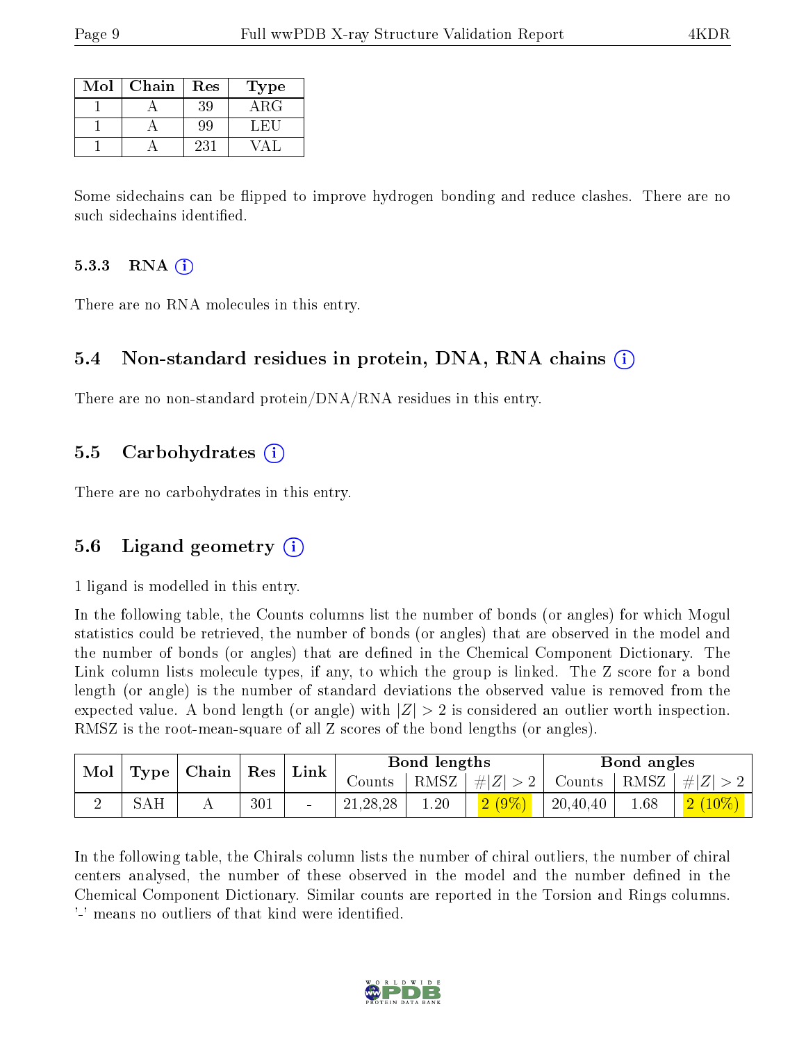| Mol | Chain | Res | Type |
|---|---|---|---|
| 1 | A | 39 | ARG |
| 1 | A | 99 | LEU |
| 1 | A | 231 | VAL |

Some sidechains can be flipped to improve hydrogen bonding and reduce clashes. There are no such sidechains identified.

### 5.3.3 RNA

There are no RNA molecules in this entry.

## 5.4 Non-standard residues in protein, DNA, RNA chains

There are no non-standard protein/DNA/RNA residues in this entry.

## 5.5 Carbohydrates

There are no carbohydrates in this entry.

## 5.6 Ligand geometry

1 ligand is modelled in this entry.

In the following table, the Counts columns list the number of bonds (or angles) for which Mogul statistics could be retrieved, the number of bonds (or angles) that are observed in the model and the number of bonds (or angles) that are defined in the Chemical Component Dictionary. The Link column lists molecule types, if any, to which the group is linked. The Z score for a bond length (or angle) is the number of standard deviations the observed value is removed from the expected value. A bond length (or angle) with $|Z| > 2$ is considered an outlier worth inspection. RMSZ is the root-mean-square of all Z scores of the bond lengths (or angles).

| Mol | Type | Chain | Res | Link | Bond lengths | | | Bond angles | | |
|---|---|---|---|---|---|---|---|---|---|---|
| | | | | | Counts | RMSZ | $\#\|Z\| > 2$ | Counts | RMSZ | $\#\|Z\| > 2$ |
| 2 | SAH | A | 301 | - | 21,28,28 | 1.20 | 2 (9%) | 20,40,40 | 1.68 | 2 (10%) |

In the following table, the Chirals column lists the number of chiral outliers, the number of chiral centers analysed, the number of these observed in the model and the number defined in the Chemical Component Dictionary. Similar counts are reported in the Torsion and Rings columns. '-' means no outliers of that kind were identified.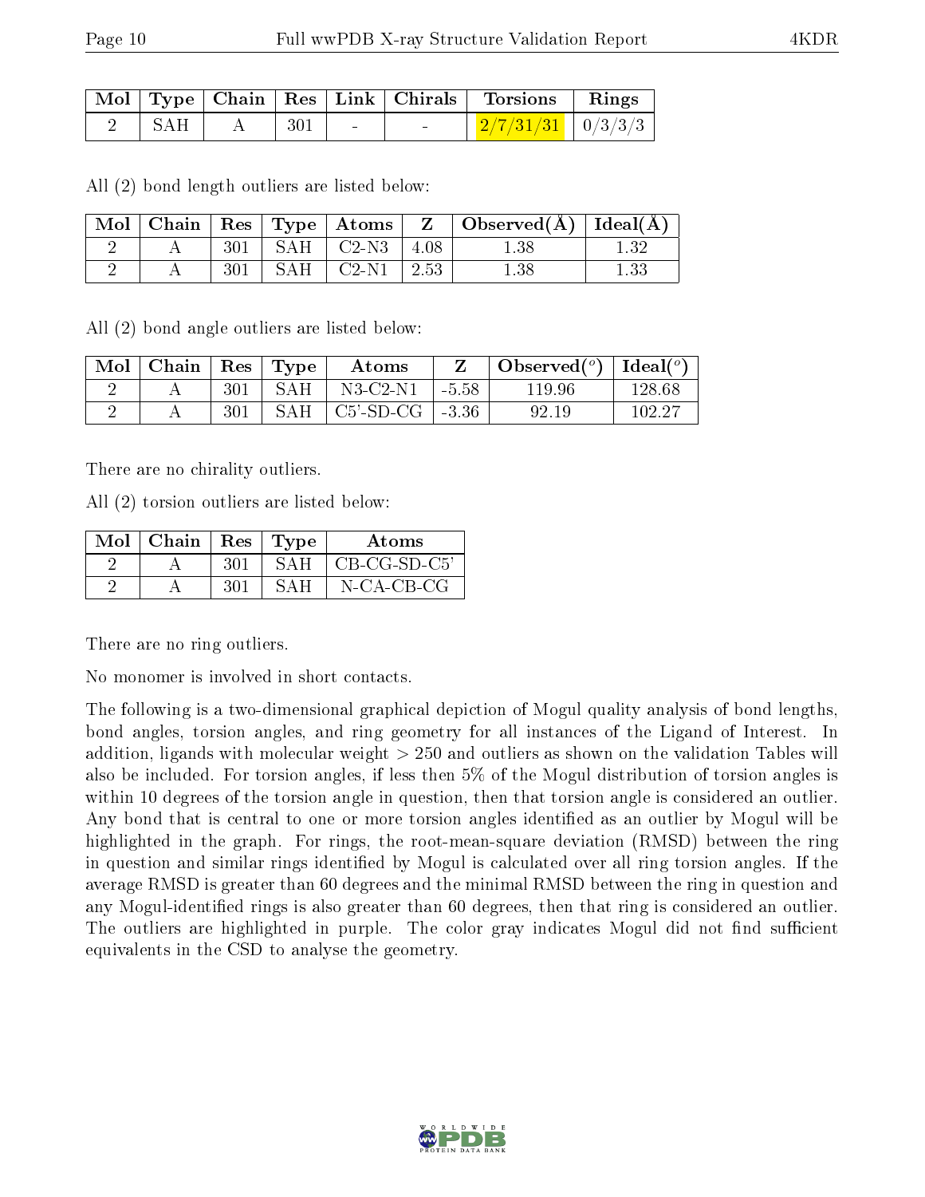| Mol | Type | Chain | Res | Link | Chirals | Torsions | Rings |
|---|---|---|---|---|---|---|---|
| 2 | SAH | A | 301 | - | - | 2/7/31/31 | 0/3/3/3 |

All (2) bond length outliers are listed below:

| Mol | Chain | Res | Type | Atoms | Z | Observed(Å) | Ideal(Å) |
|---|---|---|---|---|---|---|---|
| 2 | A | 301 | SAH | C2-N3 | 4.08 | 1.38 | 1.32 |
| 2 | A | 301 | SAH | C2-N1 | 2.53 | 1.38 | 1.33 |

All (2) bond angle outliers are listed below:

| Mol | Chain | Res | Type | Atoms | Z | Observed(°) | Ideal(°) |
|---|---|---|---|---|---|---|---|
| 2 | A | 301 | SAH | N3-C2-N1 | -5.58 | 119.96 | 128.68 |
| 2 | A | 301 | SAH | C5'-SD-CG | -3.36 | 92.19 | 102.27 |

There are no chirality outliers.

All (2) torsion outliers are listed below:

| Mol | Chain | Res | Type | Atoms |
|---|---|---|---|---|
| 2 | A | 301 | SAH | CB-CG-SD-C5' |
| 2 | A | 301 | SAH | N-CA-CB-CG |

There are no ring outliers.

No monomer is involved in short contacts.

The following is a two-dimensional graphical depiction of Mogul quality analysis of bond lengths, bond angles, torsion angles, and ring geometry for all instances of the Ligand of Interest. In addition, ligands with molecular weight > 250 and outliers as shown on the validation Tables will also be included. For torsion angles, if less then 5% of the Mogul distribution of torsion angles is within 10 degrees of the torsion angle in question, then that torsion angle is considered an outlier. Any bond that is central to one or more torsion angles identified as an outlier by Mogul will be highlighted in the graph. For rings, the root-mean-square deviation (RMSD) between the ring in question and similar rings identified by Mogul is calculated over all ring torsion angles. If the average RMSD is greater than 60 degrees and the minimal RMSD between the ring in question and any Mogul-identified rings is also greater than 60 degrees, then that ring is considered an outlier. The outliers are highlighted in purple. The color gray indicates Mogul did not find sufficient equivalents in the CSD to analyse the geometry.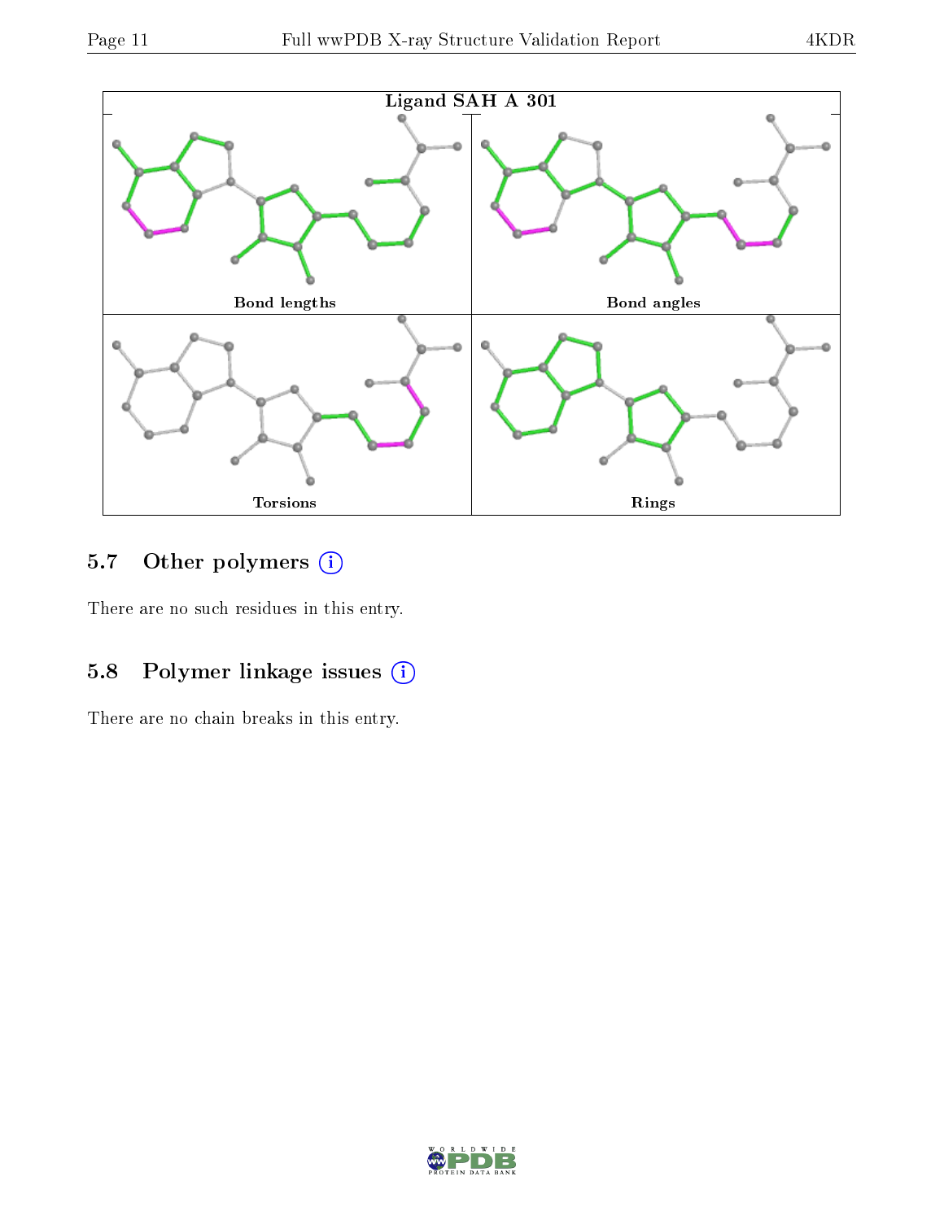Ligand SAH A 301

Bond lengths

Bond angles

Torsions

Rings

### 5.7 Other polymers

There are no such residues in this entry.

### 5.8 Polymer linkage issues

There are no chain breaks in this entry.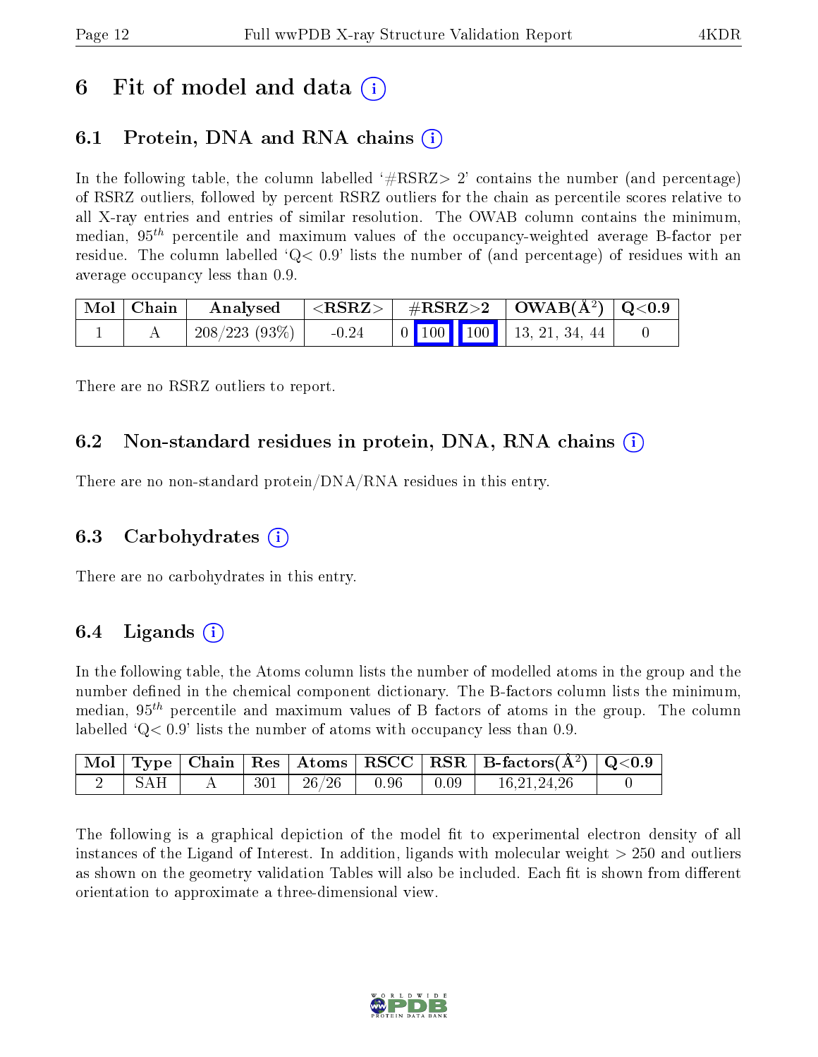# 6 Fit of model and data (i)

## 6.1 Protein, DNA and RNA chains (i)

In the following table, the column labelled '#RSRZ> 2' contains the number (and percentage) of RSRZ outliers, followed by percent RSRZ outliers for the chain as percentile scores relative to all X-ray entries and entries of similar resolution. The OWAB column contains the minimum, median, $95^{th}$ percentile and maximum values of the occupancy-weighted average B-factor per residue. The column labelled 'Q< 0.9' lists the number of (and percentage) of residues with an average occupancy less than 0.9.

| Mol | Chain | Analysed | <RSRZ> | #RSRZ>2 | | | OWAB(Å$^2$) | Q<0.9 |
|---|---|---|---|---|---|---|---|---|
| 1 | A | 208/223 (93%) | -0.24 | 0 | 100 | 100 | 13, 21, 34, 44 | 0 |

There are no RSRZ outliers to report.

## 6.2 Non-standard residues in protein, DNA, RNA chains (i)

There are no non-standard protein/DNA/RNA residues in this entry.

## 6.3 Carbohydrates (i)

There are no carbohydrates in this entry.

## 6.4 Ligands (i)

In the following table, the Atoms column lists the number of modelled atoms in the group and the number defined in the chemical component dictionary. The B-factors column lists the minimum, median, $95^{th}$ percentile and maximum values of B factors of atoms in the group. The column labelled 'Q< 0.9' lists the number of atoms with occupancy less than 0.9.

| Mol | Type | Chain | Res | Atoms | RSCC | RSR | B-factors(Å$^2$) | Q<0.9 |
|---|---|---|---|---|---|---|---|---|
| 2 | SAH | A | 301 | 26/26 | 0.96 | 0.09 | 16,21,24,26 | 0 |

The following is a graphical depiction of the model fit to experimental electron density of all instances of the Ligand of Interest. In addition, ligands with molecular weight > 250 and outliers as shown on the geometry validation Tables will also be included. Each fit is shown from different orientation to approximate a three-dimensional view.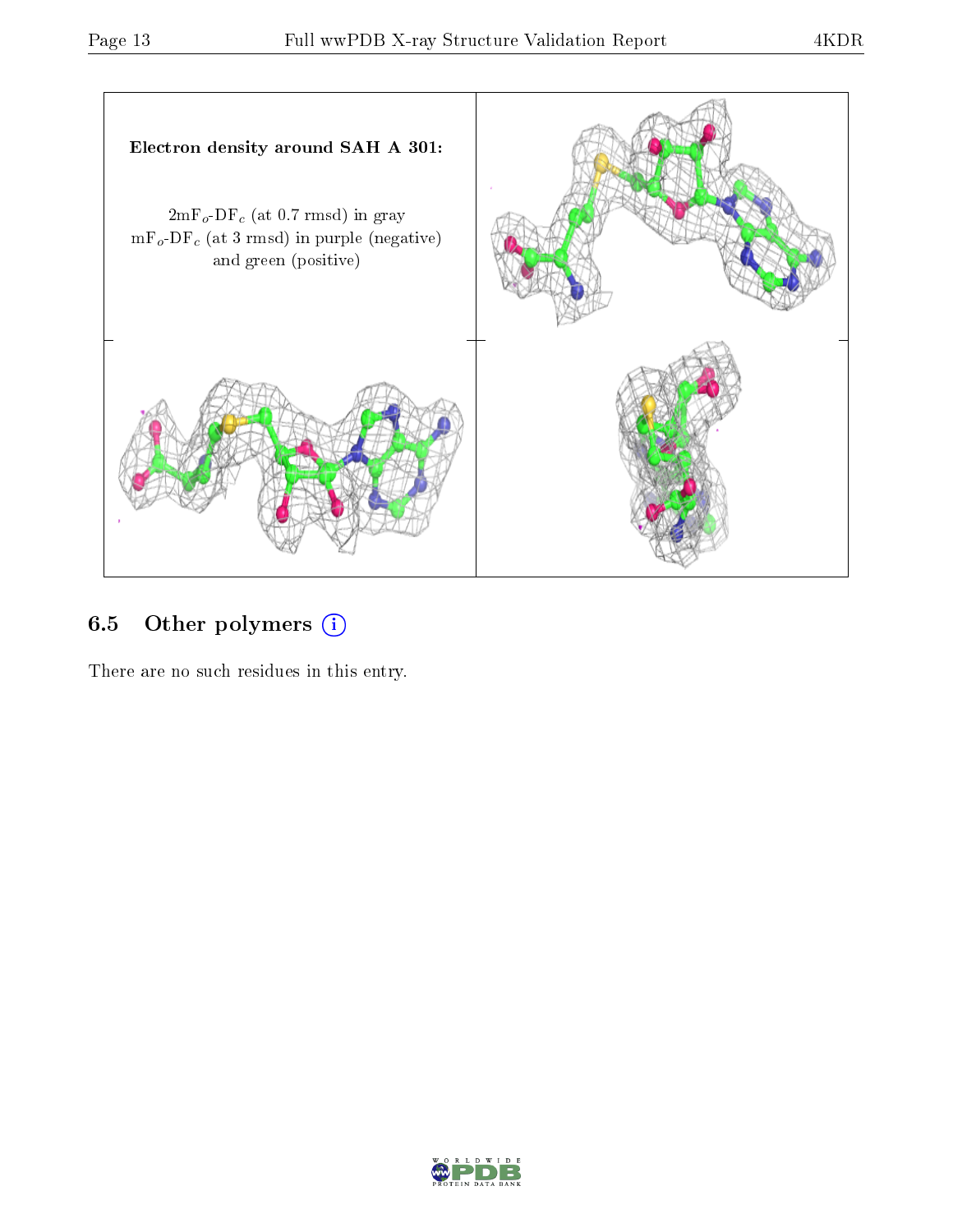**Electron density around SAH A 301:**

$2mF_o$-$DF_c$ (at 0.7 rmsd) in gray
$mF_o$-$DF_c$ (at 3 rmsd) in purple (negative)
and green (positive)

## 6.5 Other polymers

There are no such residues in this entry.